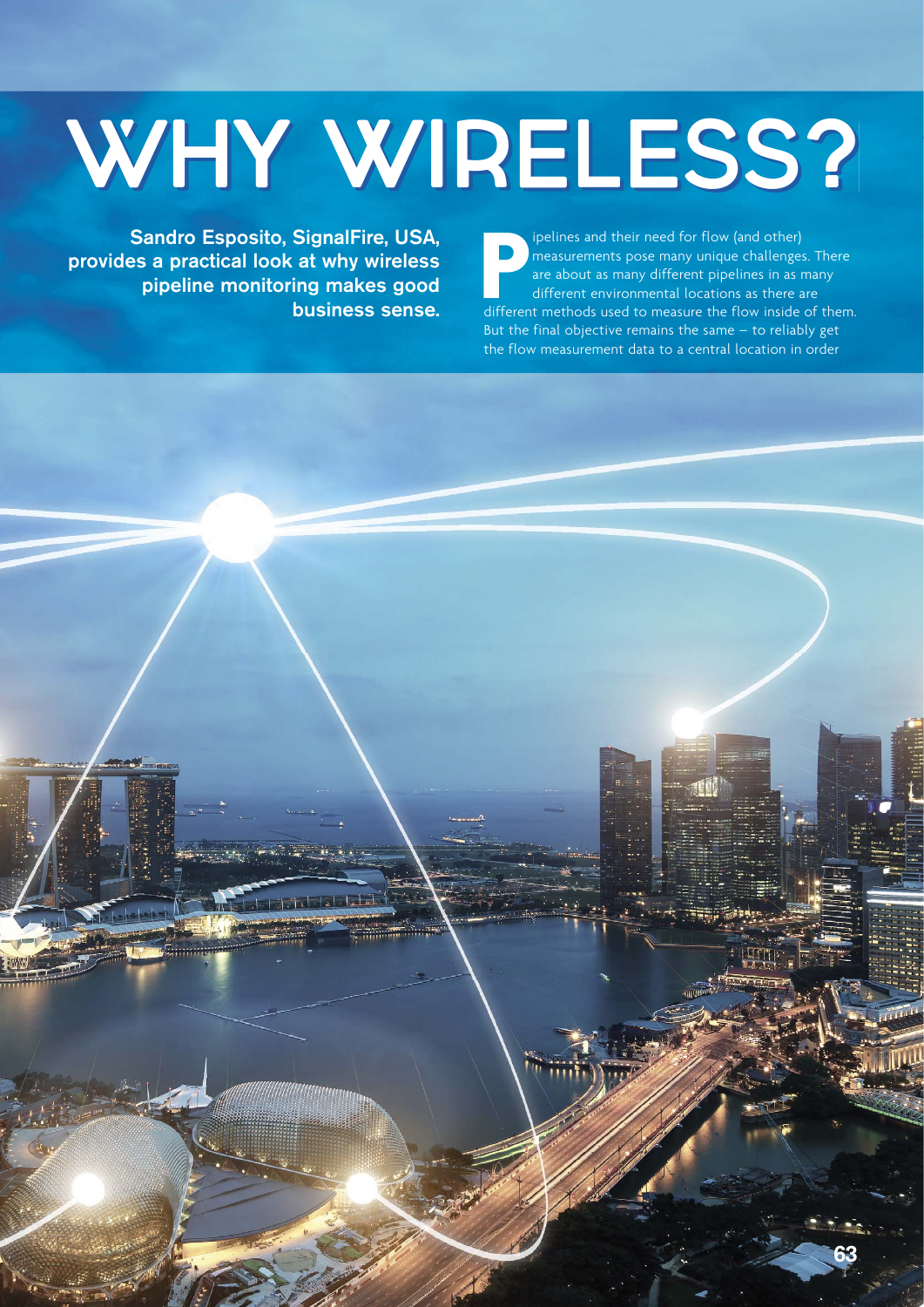# WHY WIRELESS?

**Sandro Esposito, SignalFire, USA, provides a practical look at why wireless pipeline monitoring makes good business sense.**

Pipelines and their need for flow (and other) measurements pose many unique challenges. There are about as many different pipelines in as many different environmental locations as there are different methods used to measure the flow inside of them. But the final objective remains the same – to reliably get the flow measurement data to a central location in order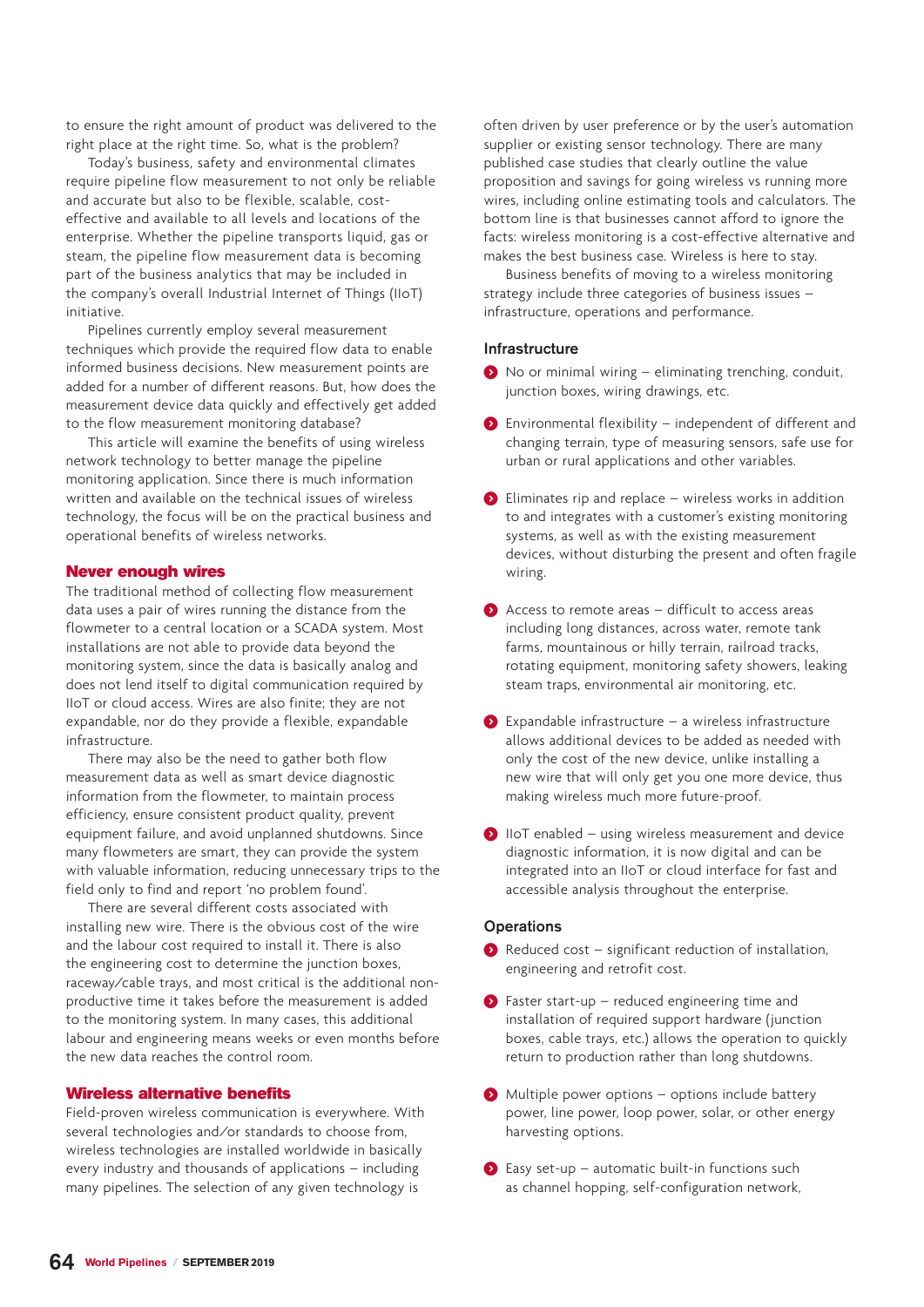to ensure the right amount of product was delivered to the right place at the right time. So, what is the problem?

Today's business, safety and environmental climates require pipeline flow measurement to not only be reliable and accurate but also to be flexible, scalable, cost-effective and available to all levels and locations of the enterprise. Whether the pipeline transports liquid, gas or steam, the pipeline flow measurement data is becoming part of the business analytics that may be included in the company's overall Industrial Internet of Things (IIoT) initiative.

Pipelines currently employ several measurement techniques which provide the required flow data to enable informed business decisions. New measurement points are added for a number of different reasons. But, how does the measurement device data quickly and effectively get added to the flow measurement monitoring database?

This article will examine the benefits of using wireless network technology to better manage the pipeline monitoring application. Since there is much information written and available on the technical issues of wireless technology, the focus will be on the practical business and operational benefits of wireless networks.

## Never enough wires

The traditional method of collecting flow measurement data uses a pair of wires running the distance from the flowmeter to a central location or a SCADA system. Most installations are not able to provide data beyond the monitoring system, since the data is basically analog and does not lend itself to digital communication required by IIoT or cloud access. Wires are also finite; they are not expandable, nor do they provide a flexible, expandable infrastructure.

There may also be the need to gather both flow measurement data as well as smart device diagnostic information from the flowmeter, to maintain process efficiency, ensure consistent product quality, prevent equipment failure, and avoid unplanned shutdowns. Since many flowmeters are smart, they can provide the system with valuable information, reducing unnecessary trips to the field only to find and report 'no problem found'.

There are several different costs associated with installing new wire. There is the obvious cost of the wire and the labour cost required to install it. There is also the engineering cost to determine the junction boxes, raceway/cable trays, and most critical is the additional non-productive time it takes before the measurement is added to the monitoring system. In many cases, this additional labour and engineering means weeks or even months before the new data reaches the control room.

## Wireless alternative benefits

Field-proven wireless communication is everywhere. With several technologies and/or standards to choose from, wireless technologies are installed worldwide in basically every industry and thousands of applications – including many pipelines. The selection of any given technology is often driven by user preference or by the user's automation supplier or existing sensor technology. There are many published case studies that clearly outline the value proposition and savings for going wireless vs running more wires, including online estimating tools and calculators. The bottom line is that businesses cannot afford to ignore the facts: wireless monitoring is a cost-effective alternative and makes the best business case. Wireless is here to stay.

Business benefits of moving to a wireless monitoring strategy include three categories of business issues – infrastructure, operations and performance.

### Infrastructure

- No or minimal wiring – eliminating trenching, conduit, junction boxes, wiring drawings, etc.
- Environmental flexibility – independent of different and changing terrain, type of measuring sensors, safe use for urban or rural applications and other variables.
- Eliminates rip and replace – wireless works in addition to and integrates with a customer's existing monitoring systems, as well as with the existing measurement devices, without disturbing the present and often fragile wiring.
- Access to remote areas – difficult to access areas including long distances, across water, remote tank farms, mountainous or hilly terrain, railroad tracks, rotating equipment, monitoring safety showers, leaking steam traps, environmental air monitoring, etc.
- Expandable infrastructure – a wireless infrastructure allows additional devices to be added as needed with only the cost of the new device, unlike installing a new wire that will only get you one more device, thus making wireless much more future-proof.
- IIoT enabled – using wireless measurement and device diagnostic information, it is now digital and can be integrated into an IIoT or cloud interface for fast and accessible analysis throughout the enterprise.

### Operations

- Reduced cost – significant reduction of installation, engineering and retrofit cost.
- Faster start-up – reduced engineering time and installation of required support hardware (junction boxes, cable trays, etc.) allows the operation to quickly return to production rather than long shutdowns.
- Multiple power options – options include battery power, line power, loop power, solar, or other energy harvesting options.
- Easy set-up – automatic built-in functions such as channel hopping, self-configuration network,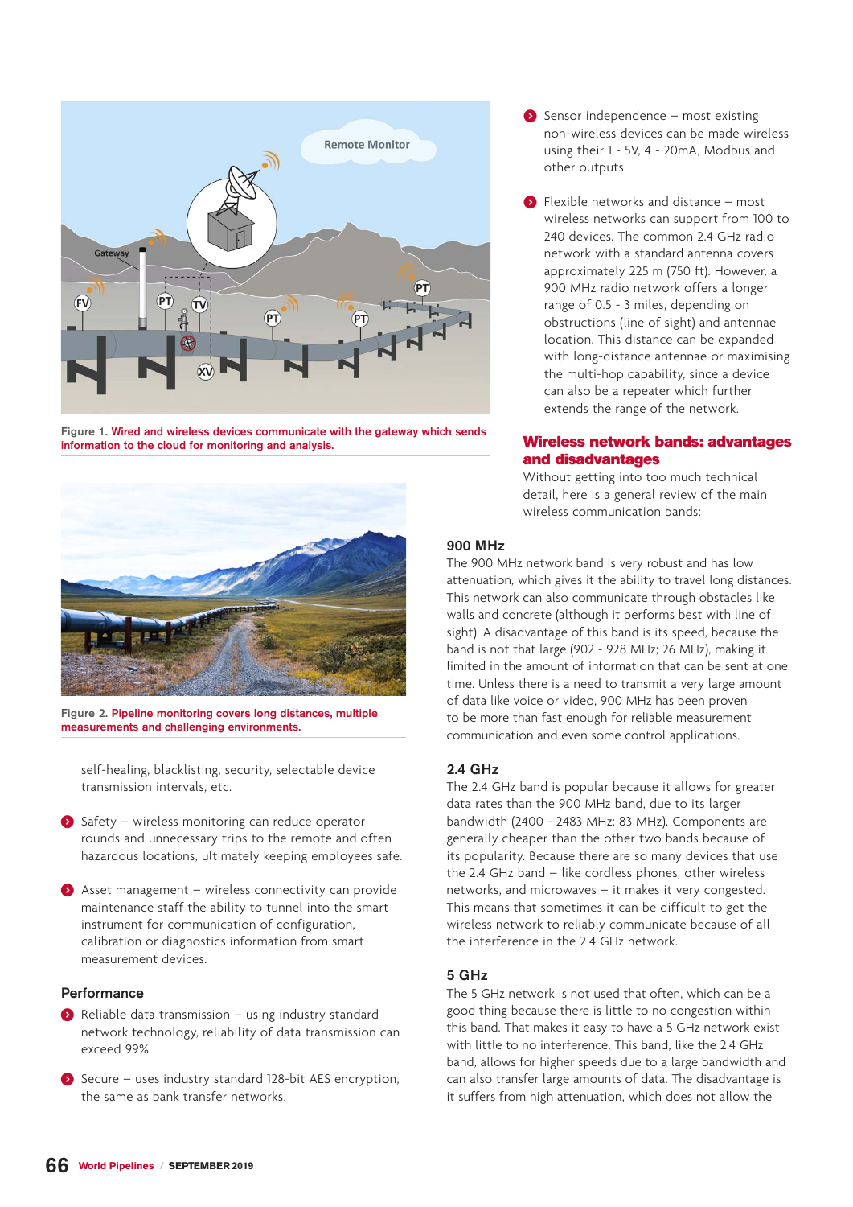Figure 1. Wired and wireless devices communicate with the gateway which sends information to the cloud for monitoring and analysis.

Figure 2. Pipeline monitoring covers long distances, multiple measurements and challenging environments.

self-healing, blacklisting, security, selectable device transmission intervals, etc.

- Safety – wireless monitoring can reduce operator rounds and unnecessary trips to the remote and often hazardous locations, ultimately keeping employees safe.

- Asset management – wireless connectivity can provide maintenance staff the ability to tunnel into the smart instrument for communication of configuration, calibration or diagnostics information from smart measurement devices.

### Performance

- Reliable data transmission – using industry standard network technology, reliability of data transmission can exceed 99%.

- Secure – uses industry standard 128-bit AES encryption, the same as bank transfer networks.

- Sensor independence – most existing non-wireless devices can be made wireless using their 1 - 5V, 4 - 20mA, Modbus and other outputs.

- Flexible networks and distance – most wireless networks can support from 100 to 240 devices. The common 2.4 GHz radio network with a standard antenna covers approximately 225 m (750 ft). However, a 900 MHz radio network offers a longer range of 0.5 - 3 miles, depending on obstructions (line of sight) and antennae location. This distance can be expanded with long-distance antennae or maximising the multi-hop capability, since a device can also be a repeater which further extends the range of the network.

## Wireless network bands: advantages and disadvantages

Without getting into too much technical detail, here is a general review of the main wireless communication bands:

### 900 MHz

The 900 MHz network band is very robust and has low attenuation, which gives it the ability to travel long distances. This network can also communicate through obstacles like walls and concrete (although it performs best with line of sight). A disadvantage of this band is its speed, because the band is not that large (902 - 928 MHz; 26 MHz), making it limited in the amount of information that can be sent at one time. Unless there is a need to transmit a very large amount of data like voice or video, 900 MHz has been proven to be more than fast enough for reliable measurement communication and even some control applications.

### 2.4 GHz

The 2.4 GHz band is popular because it allows for greater data rates than the 900 MHz band, due to its larger bandwidth (2400 - 2483 MHz; 83 MHz). Components are generally cheaper than the other two bands because of its popularity. Because there are so many devices that use the 2.4 GHz band – like cordless phones, other wireless networks, and microwaves – it makes it very congested. This means that sometimes it can be difficult to get the wireless network to reliably communicate because of all the interference in the 2.4 GHz network.

### 5 GHz

The 5 GHz network is not used that often, which can be a good thing because there is little to no congestion within this band. That makes it easy to have a 5 GHz network exist with little to no interference. This band, like the 2.4 GHz band, allows for higher speeds due to a large bandwidth and can also transfer large amounts of data. The disadvantage is it suffers from high attenuation, which does not allow the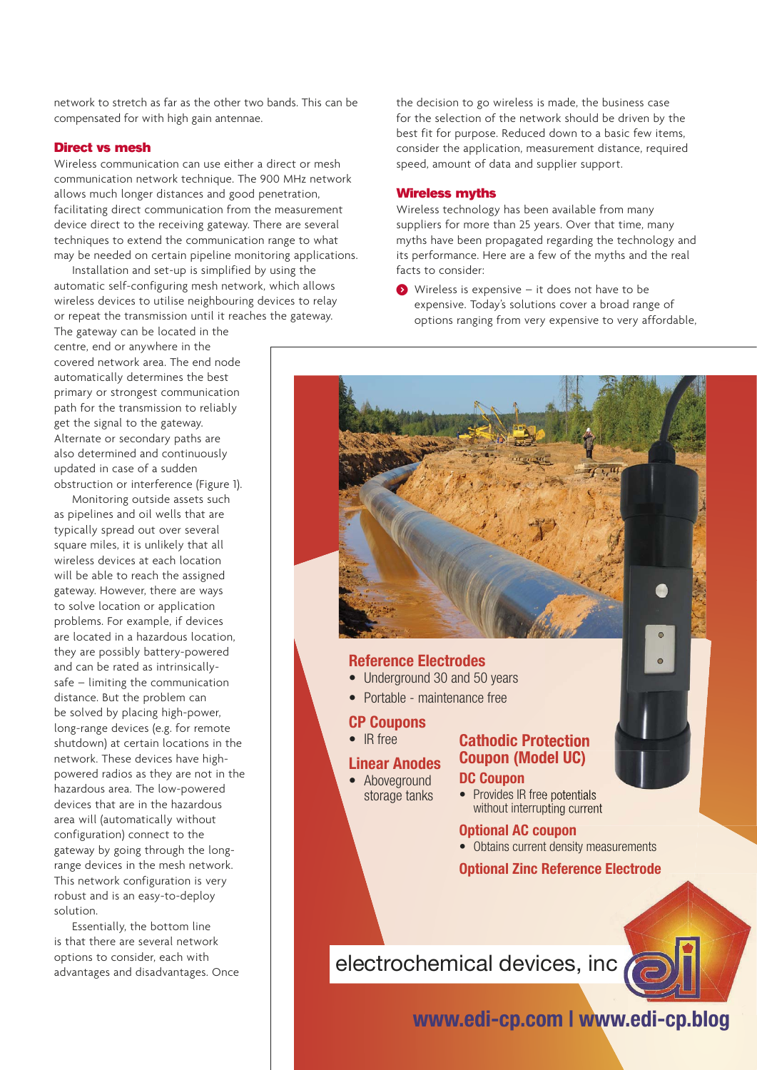network to stretch as far as the other two bands. This can be compensated for with high gain antennae.

## Direct vs mesh

Wireless communication can use either a direct or mesh communication network technique. The 900 MHz network allows much longer distances and good penetration, facilitating direct communication from the measurement device direct to the receiving gateway. There are several techniques to extend the communication range to what may be needed on certain pipeline monitoring applications.

Installation and set-up is simplified by using the automatic self-configuring mesh network, which allows wireless devices to utilise neighbouring devices to relay or repeat the transmission until it reaches the gateway. The gateway can be located in the centre, end or anywhere in the covered network area. The end node automatically determines the best primary or strongest communication path for the transmission to reliably get the signal to the gateway. Alternate or secondary paths are also determined and continuously updated in case of a sudden obstruction or interference (Figure 1).

Monitoring outside assets such as pipelines and oil wells that are typically spread out over several square miles, it is unlikely that all wireless devices at each location will be able to reach the assigned gateway. However, there are ways to solve location or application problems. For example, if devices are located in a hazardous location, they are possibly battery-powered and can be rated as intrinsically-safe – limiting the communication distance. But the problem can be solved by placing high-power, long-range devices (e.g. for remote shutdown) at certain locations in the network. These devices have high-powered radios as they are not in the hazardous area. The low-powered devices that are in the hazardous area will (automatically without configuration) connect to the gateway by going through the long-range devices in the mesh network. This network configuration is very robust and is an easy-to-deploy solution.

Essentially, the bottom line is that there are several network options to consider, each with advantages and disadvantages. Once the decision to go wireless is made, the business case for the selection of the network should be driven by the best fit for purpose. Reduced down to a basic few items, consider the application, measurement distance, required speed, amount of data and supplier support.

## Wireless myths

Wireless technology has been available from many suppliers for more than 25 years. Over that time, many myths have been propagated regarding the technology and its performance. Here are a few of the myths and the real facts to consider:

- Wireless is expensive – it does not have to be expensive. Today's solutions cover a broad range of options ranging from very expensive to very affordable,

**Reference Electrodes**

- Underground 30 and 50 years
- Portable - maintenance free

**CP Coupons**

- IR free

**Linear Anodes**

- Aboveground storage tanks

**Cathodic Protection Coupon (Model UC)**

**DC Coupon**

- Provides IR free potentials without interrupting current

**Optional AC coupon**

- Obtains current density measurements

**Optional Zinc Reference Electrode**

electrochemical devices, inc

www.edi-cp.com | www.edi-cp.blog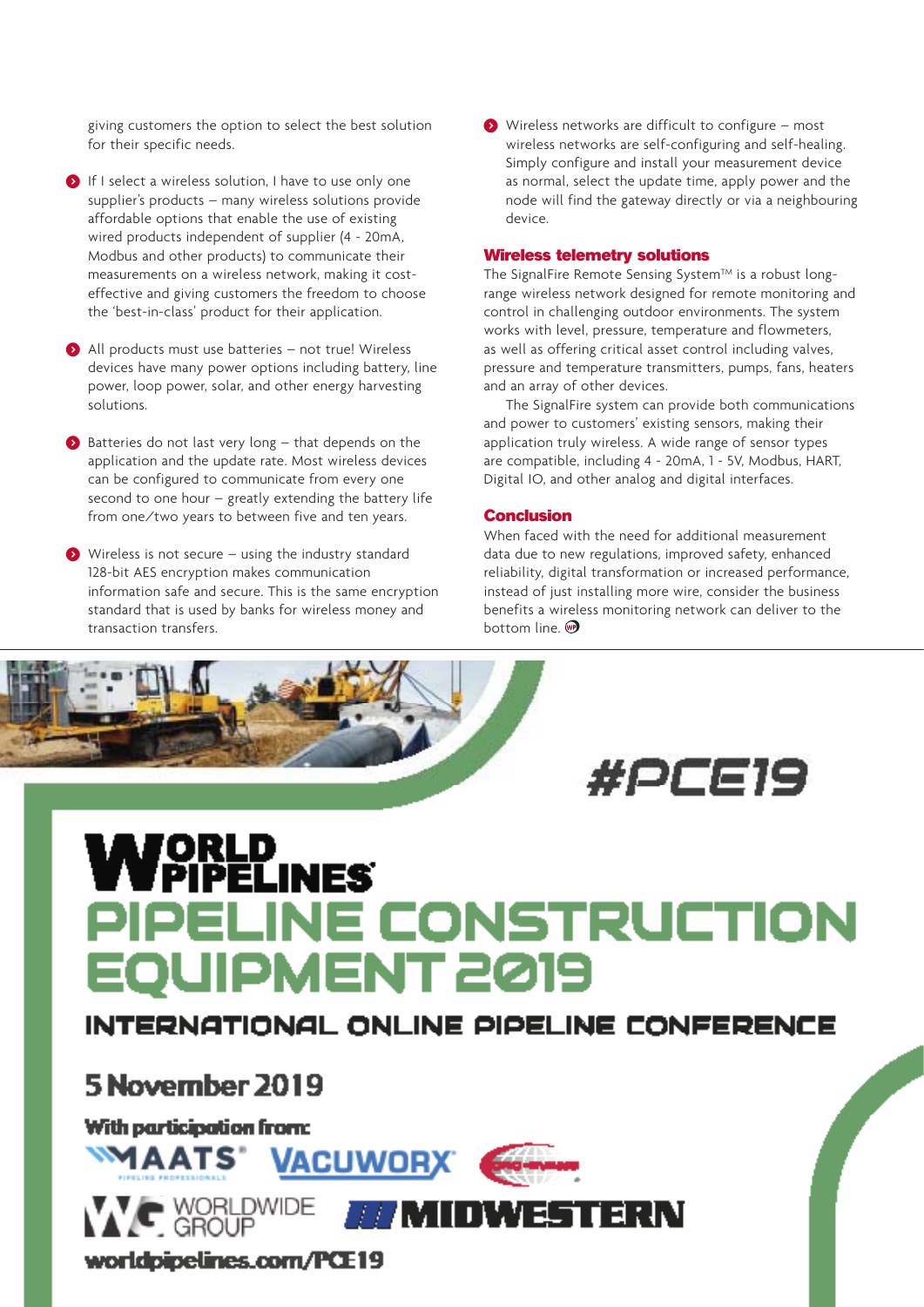giving customers the option to select the best solution for their specific needs.

- If I select a wireless solution, I have to use only one supplier's products – many wireless solutions provide affordable options that enable the use of existing wired products independent of supplier (4 - 20mA, Modbus and other products) to communicate their measurements on a wireless network, making it cost-effective and giving customers the freedom to choose the 'best-in-class' product for their application.

- All products must use batteries – not true! Wireless devices have many power options including battery, line power, loop power, solar, and other energy harvesting solutions.

- Batteries do not last very long – that depends on the application and the update rate. Most wireless devices can be configured to communicate from every one second to one hour – greatly extending the battery life from one/two years to between five and ten years.

- Wireless is not secure – using the industry standard 128-bit AES encryption makes communication information safe and secure. This is the same encryption standard that is used by banks for wireless money and transaction transfers.

- Wireless networks are difficult to configure – most wireless networks are self-configuring and self-healing. Simply configure and install your measurement device as normal, select the update time, apply power and the node will find the gateway directly or via a neighbouring device.

## Wireless telemetry solutions

The SignalFire Remote Sensing System™ is a robust long-range wireless network designed for remote monitoring and control in challenging outdoor environments. The system works with level, pressure, temperature and flowmeters, as well as offering critical asset control including valves, pressure and temperature transmitters, pumps, fans, heaters and an array of other devices.

The SignalFire system can provide both communications and power to customers' existing sensors, making their application truly wireless. A wide range of sensor types are compatible, including 4 - 20mA, 1 - 5V, Modbus, HART, Digital IO, and other analog and digital interfaces.

## Conclusion

When faced with the need for additional measurement data due to new regulations, improved safety, enhanced reliability, digital transformation or increased performance, instead of just installing more wire, consider the business benefits a wireless monitoring network can deliver to the bottom line.

#PCE19

WORLD PIPELINES

PIPELINE CONSTRUCTION EQUIPMENT 2019

INTERNATIONAL ONLINE PIPELINE CONFERENCE

5 November 2019

With participation from:

MAATS VACUWORX WORLDWIDE GROUP MIDWESTERN

worldpipelines.com/PCE19